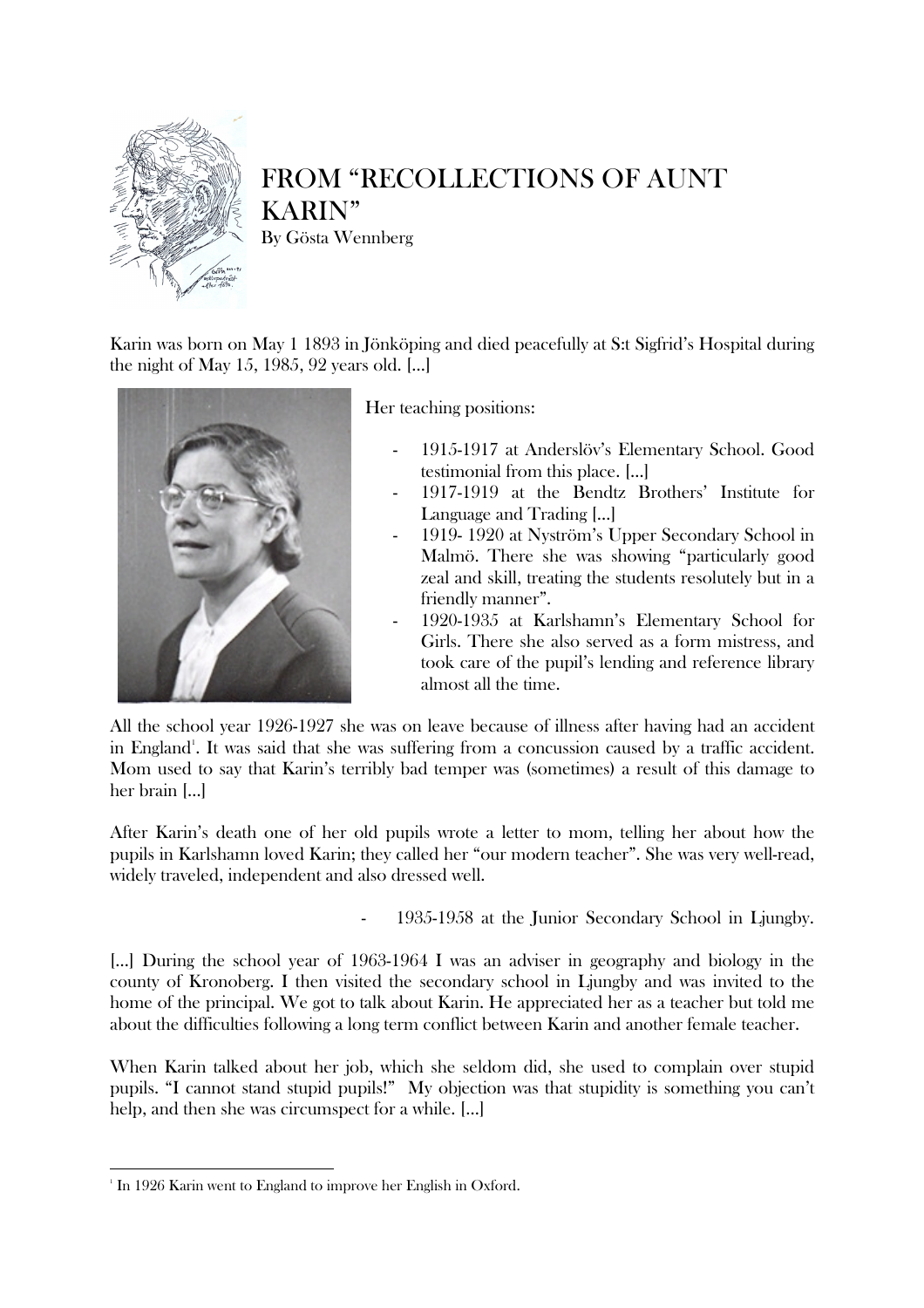# FROM "RECOLLECTIONS OF AUNT KARIN"

By Gösta Wennberg

Karin was born on May 1 1893 in Jönköping and died peacefully at S:t Sigfrid's Hospital during the night of May 15, 1985, 92 years old. [...]

Her teaching positions:

- 1915-1917 at Anderslöv's Elementary School. Good testimonial from this place. [...]
- 1917-1919 at the Bendtz Brothers' Institute for Language and Trading [...]
- 1919- 1920 at Nyström's Upper Secondary School in Malmö. There she was showing "particularly good zeal and skill, treating the students resolutely but in a friendly manner".
- 1920-1935 at Karlshamn's Elementary School for Girls. There she also served as a form mistress, and took care of the pupil's lending and reference library almost all the time.

All the school year 1926-1927 she was on leave because of illness after having had an accident in England[1]. It was said that she was suffering from a concussion caused by a traffic accident. Mom used to say that Karin's terribly bad temper was (sometimes) a result of this damage to her brain [...]

After Karin's death one of her old pupils wrote a letter to mom, telling her about how the pupils in Karlshamn loved Karin; they called her "our modern teacher". She was very well-read, widely traveled, independent and also dressed well.

- 1935-1958 at the Junior Secondary School in Ljungby.

[...] During the school year of 1963-1964 I was an adviser in geography and biology in the county of Kronoberg. I then visited the secondary school in Ljungby and was invited to the home of the principal. We got to talk about Karin. He appreciated her as a teacher but told me about the difficulties following a long term conflict between Karin and another female teacher.

When Karin talked about her job, which she seldom did, she used to complain over stupid pupils. "I cannot stand stupid pupils!" My objection was that stupidity is something you can't help, and then she was circumspect for a while. [...]

---

[1] In 1926 Karin went to England to improve her English in Oxford.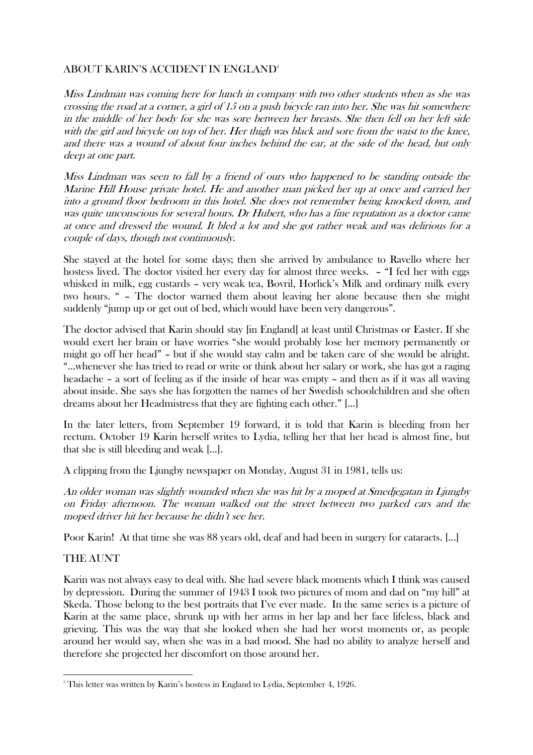ABOUT KARIN'S ACCIDENT IN ENGLAND[2]

*Miss Lindman was coming here for lunch in company with two other students when as she was crossing the road at a corner, a girl of 15 on a push bicycle ran into her. She was hit somewhere in the middle of her body for she was sore between her breasts. She then fell on her left side with the girl and bicycle on top of her. Her thigh was black and sore from the waist to the knee, and there was a wound of about four inches behind the ear, at the side of the head, but only deep at one part.*

*Miss Lindman was seen to fall by a friend of ours who happened to be standing outside the Marine Hill House private hotel. He and another man picked her up at once and carried her into a ground floor bedroom in this hotel. She does not remember being knocked down, and was quite unconscious for several hours. Dr Hubert, who has a fine reputation as a doctor came at once and dressed the wound. It bled a lot and she got rather weak and was delirious for a couple of days, though not continuously.*

She stayed at the hotel for some days; then she arrived by ambulance to Ravello where her hostess lived. The doctor visited her every day for almost three weeks. – "I fed her with eggs whisked in milk, egg custards – very weak tea, Bovril, Horlick's Milk and ordinary milk every two hours. " – The doctor warned them about leaving her alone because then she might suddenly "jump up or get out of bed, which would have been very dangerous".

The doctor advised that Karin should stay [in England] at least until Christmas or Easter. If she would exert her brain or have worries "she would probably lose her memory permanently or might go off her head" – but if she would stay calm and be taken care of she would be alright. "…whenever she has tried to read or write or think about her salary or work, she has got a raging headache – a sort of feeling as if the inside of hear was empty – and then as if it was all waving about inside. She says she has forgotten the names of her Swedish schoolchildren and she often dreams about her Headmistress that they are fighting each other." […]

In the later letters, from September 19 forward, it is told that Karin is bleeding from her rectum. October 19 Karin herself writes to Lydia, telling her that her head is almost fine, but that she is still bleeding and weak […].

A clipping from the Ljungby newspaper on Monday, August 31 in 1981, tells us:

*An older woman was slightly wounded when she was hit by a moped at Smedjegatan in Ljungby on Friday afternoon. The woman walked out the street between two parked cars and the moped driver hit her because he didn't see her.*

Poor Karin! At that time she was 88 years old, deaf and had been in surgery for cataracts. […]

THE AUNT

Karin was not always easy to deal with. She had severe black moments which I think was caused by depression. During the summer of 1943 I took two pictures of mom and dad on "my hill" at Skeda. Those belong to the best portraits that I've ever made. In the same series is a picture of Karin at the same place, shrunk up with her arms in her lap and her face lifeless, black and grieving. This was the way that she looked when she had her worst moments or, as people around her would say, when she was in a bad mood. She had no ability to analyze herself and therefore she projected her discomfort on those around her.

[2] This letter was written by Karin's hostess in England to Lydia, September 4, 1926.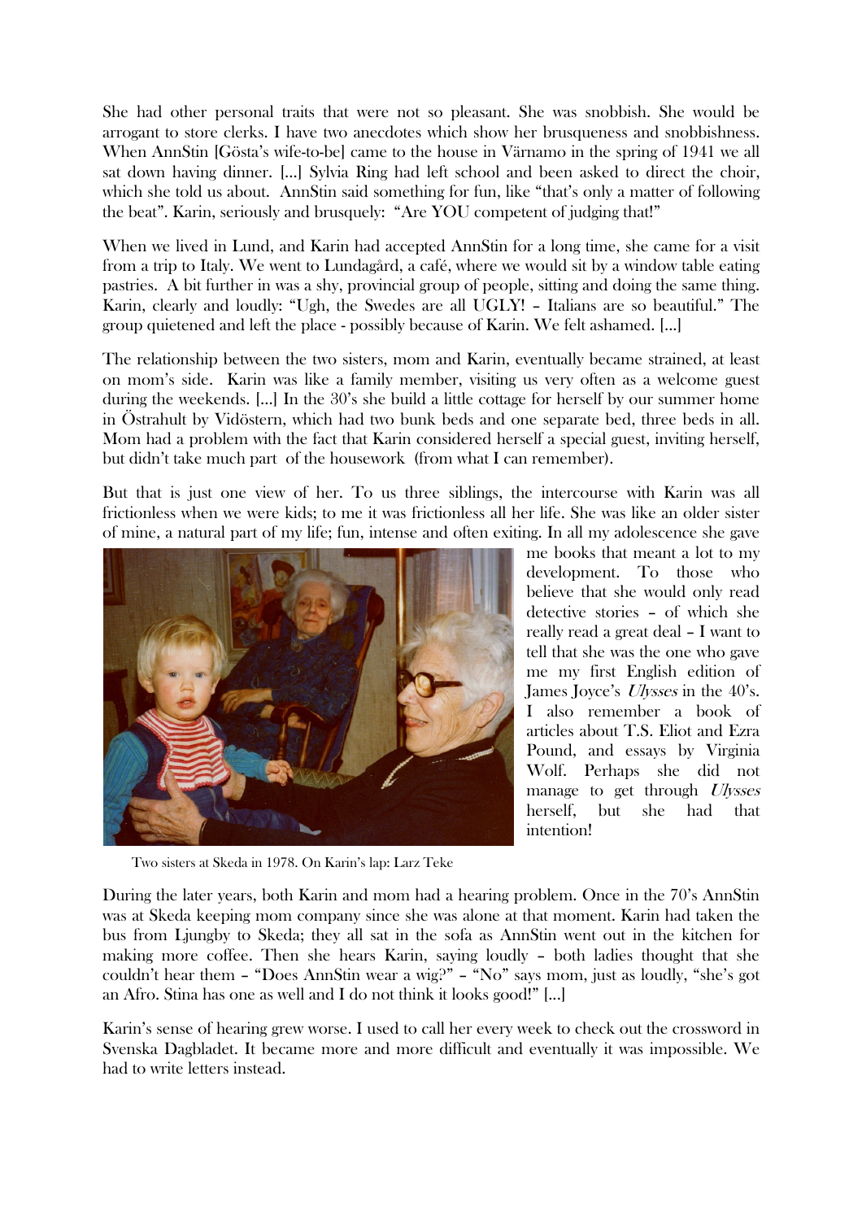She had other personal traits that were not so pleasant. She was snobbish. She would be arrogant to store clerks. I have two anecdotes which show her brusqueness and snobbishness. When AnnStin [Gösta's wife-to-be] came to the house in Värnamo in the spring of 1941 we all sat down having dinner. [...] Sylvia Ring had left school and been asked to direct the choir, which she told us about. AnnStin said something for fun, like "that's only a matter of following the beat". Karin, seriously and brusquely: "Are YOU competent of judging that!"

When we lived in Lund, and Karin had accepted AnnStin for a long time, she came for a visit from a trip to Italy. We went to Lundagård, a café, where we would sit by a window table eating pastries. A bit further in was a shy, provincial group of people, sitting and doing the same thing. Karin, clearly and loudly: "Ugh, the Swedes are all UGLY! – Italians are so beautiful." The group quietened and left the place - possibly because of Karin. We felt ashamed. [...]

The relationship between the two sisters, mom and Karin, eventually became strained, at least on mom's side. Karin was like a family member, visiting us very often as a welcome guest during the weekends. [...] In the 30's she build a little cottage for herself by our summer home in Östrahult by Vidöstern, which had two bunk beds and one separate bed, three beds in all. Mom had a problem with the fact that Karin considered herself a special guest, inviting herself, but didn't take much part of the housework (from what I can remember).

But that is just one view of her. To us three siblings, the intercourse with Karin was all frictionless when we were kids; to me it was frictionless all her life. She was like an older sister of mine, a natural part of my life; fun, intense and often exiting. In all my adolescence she gave me books that meant a lot to my development. To those who believe that she would only read detective stories – of which she really read a great deal – I want to tell that she was the one who gave me my first English edition of James Joyce's *Ulysses* in the 40's. I also remember a book of articles about T.S. Eliot and Ezra Pound, and essays by Virginia Wolf. Perhaps she did not manage to get through *Ulysses* herself, but she had that intention!

Two sisters at Skeda in 1978. On Karin's lap: Larz Teke

During the later years, both Karin and mom had a hearing problem. Once in the 70's AnnStin was at Skeda keeping mom company since she was alone at that moment. Karin had taken the bus from Ljungby to Skeda; they all sat in the sofa as AnnStin went out in the kitchen for making more coffee. Then she hears Karin, saying loudly – both ladies thought that she couldn't hear them – "Does AnnStin wear a wig?" – "No" says mom, just as loudly, "she's got an Afro. Stina has one as well and I do not think it looks good!" [...]

Karin's sense of hearing grew worse. I used to call her every week to check out the crossword in Svenska Dagbladet. It became more and more difficult and eventually it was impossible. We had to write letters instead.